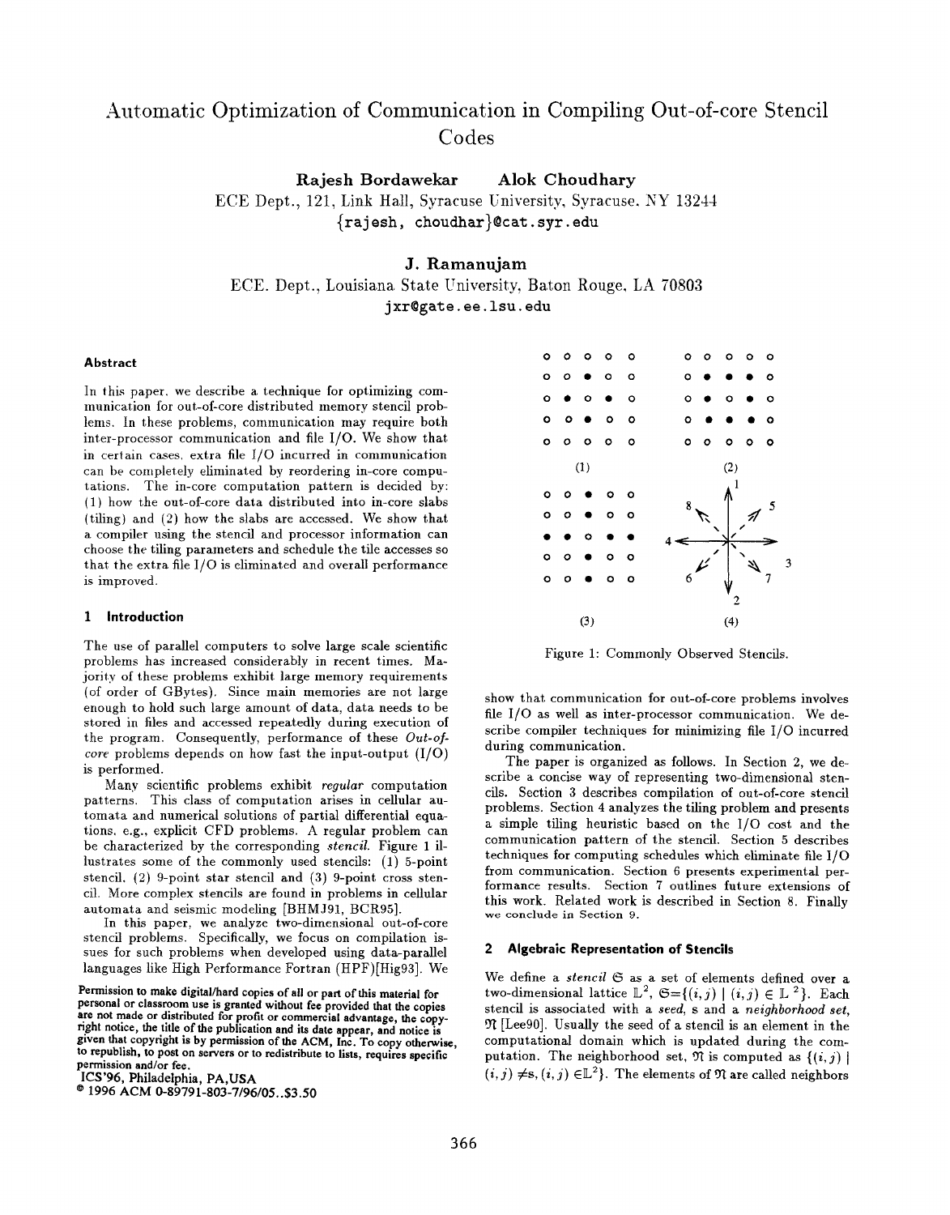# Automatic Optimization of Communication in Compiling Out-of-core Stencil Codes

**Rajesh Bordawekar    Alok Choudhary**
ECE Dept., 121, Link Hall, Syracuse University, Syracuse, NY 13244
{rajesh, choudhar}@cat.syr.edu

**J. Ramanujam**
ECE. Dept., Louisiana State University, Baton Rouge, LA 70803
jxr@gate.ee.lsu.edu

### Abstract

In this paper, we describe a technique for optimizing communication for out-of-core distributed memory stencil problems. In these problems, communication may require both inter-processor communication and file I/O. We show that in certain cases, extra file I/O incurred in communication can be completely eliminated by reordering in-core computations. The in-core computation pattern is decided by: (1) how the out-of-core data distributed into in-core slabs (tiling) and (2) how the slabs are accessed. We show that a compiler using the stencil and processor information can choose the tiling parameters and schedule the tile accesses so that the extra file I/O is eliminated and overall performance is improved.

## 1 Introduction

The use of parallel computers to solve large scale scientific problems has increased considerably in recent times. Majority of these problems exhibit large memory requirements (of order of GBytes). Since main memories are not large enough to hold such large amount of data, data needs to be stored in files and accessed repeatedly during execution of the program. Consequently, performance of these *Out-of-core* problems depends on how fast the input-output (I/O) is performed.

Many scientific problems exhibit *regular* computation patterns. This class of computation arises in cellular automata and numerical solutions of partial differential equations, e.g., explicit CFD problems. A regular problem can be characterized by the corresponding *stencil*. Figure 1 illustrates some of the commonly used stencils: (1) 5-point stencil, (2) 9-point star stencil and (3) 9-point cross stencil. More complex stencils are found in problems in cellular automata and seismic modeling [BHMJ91, BCR95].

In this paper, we analyze two-dimensional out-of-core stencil problems. Specifically, we focus on compilation issues for such problems when developed using data-parallel languages like High Performance Fortran (HPF)[Hig93]. We show that communication for out-of-core problems involves file I/O as well as inter-processor communication. We describe compiler techniques for minimizing file I/O incurred during communication.

Figure 1: Commonly Observed Stencils.

The paper is organized as follows. In Section 2, we describe a concise way of representing two-dimensional stencils. Section 3 describes compilation of out-of-core stencil problems. Section 4 analyzes the tiling problem and presents a simple tiling heuristic based on the I/O cost and the communication pattern of the stencil. Section 5 describes techniques for computing schedules which eliminate file I/O from communication. Section 6 presents experimental performance results. Section 7 outlines future extensions of this work. Related work is described in Section 8. Finally we conclude in Section 9.

## 2 Algebraic Representation of Stencils

We define a *stencil* $\mathfrak{S}$ as a set of elements defined over a two-dimensional lattice $\mathbb{L}^2$, $\mathfrak{S}=\{(i,j) \mid (i,j) \in \mathbb{L}^2\}$. Each stencil is associated with a *seed*, s and a *neighborhood set*, $\mathfrak{N}$ [Lee90]. Usually the seed of a stencil is an element in the computational domain which is updated during the computation. The neighborhood set, $\mathfrak{N}$ is computed as $\{(i,j) \mid (i,j) \neq s, (i,j) \in \mathbb{L}^2\}$. The elements of $\mathfrak{N}$ are called neighbors

Permission to make digital/hard copies of all or part of this material for personal or classroom use is granted without fee provided that the copies are not made or distributed for profit or commercial advantage, the copyright notice, the title of the publication and its date appear, and notice is given that copyright is by permission of the ACM, Inc. To copy otherwise, to republish, to post on servers or to redistribute to lists, requires specific permission and/or fee.
ICS'96, Philadelphia, PA, USA
© 1996 ACM 0-89791-803-7/96/05..$3.50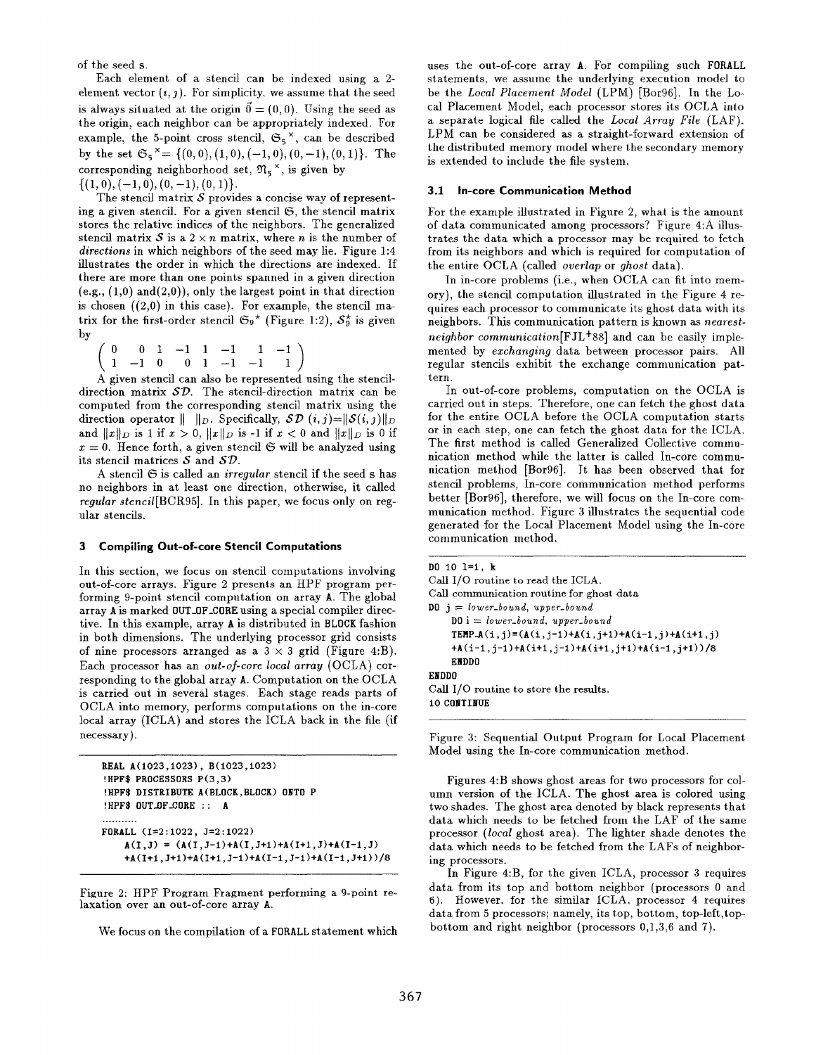of the seed s.

Each element of a stencil can be indexed using a 2-element vector $(i, j)$. For simplicity, we assume that the seed is always situated at the origin $\vec{0} = (0,0)$. Using the seed as the origin, each neighbor can be appropriately indexed. For example, the 5-point cross stencil, $\mathfrak{S}_5{}^{\times}$, can be described by the set $\mathfrak{S}_5{}^{\times} = \{(0,0),(1,0),(-1,0),(0,-1),(0,1)\}$. The corresponding neighborhood set, $\mathfrak{N}_5{}^{\times}$, is given by $\{(1,0),(-1,0),(0,-1),(0,1)\}$.

The stencil matrix $\mathcal{S}$ provides a concise way of representing a given stencil. For a given stencil $\mathfrak{S}$, the stencil matrix stores the relative indices of the neighbors. The generalized stencil matrix $\mathcal{S}$ is a $2 \times n$ matrix, where $n$ is the number of *directions* in which neighbors of the seed may lie. Figure 1:4 illustrates the order in which the directions are indexed. If there are more than one points spanned in a given direction (e.g., (1,0) and(2,0)), only the largest point in that direction is chosen ((2,0) in this case). For example, the stencil matrix for the first-order stencil $\mathfrak{S}_9{}^{\star}$ (Figure 1:2), $\mathcal{S}_9^{\star}$ is given by

$$\begin{pmatrix} 0 & 0 & 1 & -1 & 1 & -1 & 1 & -1 \\ 1 & -1 & 0 & 0 & 1 & -1 & -1 & 1 \end{pmatrix}$$

A given stencil can also be represented using the stencil-direction matrix $\mathcal{SD}$. The stencil-direction matrix can be computed from the corresponding stencil matrix using the direction operator $\| \ \|_D$. Specifically, $\mathcal{SD}\ (i,j) = \|\mathcal{S}(i,j)\|_D$ and $\|x\|_D$ is 1 if $x > 0$, $\|x\|_D$ is -1 if $x < 0$ and $\|x\|_D$ is 0 if $x = 0$. Hence forth, a given stencil $\mathfrak{S}$ will be analyzed using its stencil matrices $\mathcal{S}$ and $\mathcal{SD}$.

A stencil $\mathfrak{S}$ is called an *irregular* stencil if the seed s has no neighbors in at least one direction, otherwise, it called *regular stencil*[BCR95]. In this paper, we focus only on regular stencils.

### 3 Compiling Out-of-core Stencil Computations

In this section, we focus on stencil computations involving out-of-core arrays. Figure 2 presents an HPF program performing 9-point stencil computation on array **A**. The global array **A** is marked **OUT_OF_CORE** using a special compiler directive. In this example, array **A** is distributed in **BLOCK** fashion in both dimensions. The underlying processor grid consists of nine processors arranged as a $3 \times 3$ grid (Figure 4:B). Each processor has an *out-of-core local array* (OCLA) corresponding to the global array **A**. Computation on the OCLA is carried out in several stages. Each stage reads parts of OCLA into memory, performs computations on the in-core local array (ICLA) and stores the ICLA back in the file (if necessary).

```
REAL A(1023,1023), B(1023,1023)
!HPF$ PROCESSORS P(3,3)
!HPF$ DISTRIBUTE A(BLOCK,BLOCK) ONTO P
!HPF$ OUT_OF_CORE :: A
..........
FORALL (I=2:1022, J=2:1022)
    A(I,J) = (A(I,J-1)+A(I,J+1)+A(I+1,J)+A(I-1,J)
    +A(I+1,J+1)+A(I+1,J-1)+A(I-1,J-1)+A(I-1,J+1))/8
```

Figure 2: HPF Program Fragment performing a 9-point relaxation over an out-of-core array **A**.

We focus on the compilation of a **FORALL** statement which uses the out-of-core array **A**. For compiling such **FORALL** statements, we assume the underlying execution model to be the *Local Placement Model* (LPM) [Bor96]. In the Local Placement Model, each processor stores its OCLA into a separate logical file called the *Local Array File* (LAF). LPM can be considered as a straight-forward extension of the distributed memory model where the secondary memory is extended to include the file system.

#### 3.1 In-core Communication Method

For the example illustrated in Figure 2, what is the amount of data communicated among processors? Figure 4:A illustrates the data which a processor may be required to fetch from its neighbors and which is required for computation of the entire OCLA (called *overlap* or *ghost* data).

In in-core problems (i.e., when OCLA can fit into memory), the stencil computation illustrated in the Figure 4 requires each processor to communicate its ghost data with its neighbors. This communication pattern is known as *nearest-neighbor communication*[FJL+88] and can be easily implemented by *exchanging* data between processor pairs. All regular stencils exhibit the exchange communication pattern.

In out-of-core problems, computation on the OCLA is carried out in steps. Therefore, one can fetch the ghost data for the entire OCLA before the OCLA computation starts or in each step, one can fetch the ghost data for the ICLA. The first method is called Generalized Collective communication method while the latter is called In-core communication method [Bor96]. It has been observed that for stencil problems, In-core communication method performs better [Bor96], therefore, we will focus on the In-core communication method. Figure 3 illustrates the sequential code generated for the Local Placement Model using the In-core communication method.

```
DO 10 l=1, k
Call I/O routine to read the ICLA.
Call communication routine for ghost data
DO j = lower_bound, upper_bound
    DO i = lower_bound, upper_bound
    TEMP_A(i,j)=(A(i,j-1)+A(i,j+1)+A(i-1,j)+A(i+1,j)
    +A(i-1,j-1)+A(i+1,j-1)+A(i+1,j+1)+A(i-1,j+1))/8
    ENDDO
ENDDO
Call I/O routine to store the results.
10 CONTINUE
```

Figure 3: Sequential Output Program for Local Placement Model using the In-core communication method.

Figures 4:B shows ghost areas for two processors for column version of the ICLA. The ghost area is colored using two shades. The ghost area denoted by black represents that data which needs to be fetched from the LAF of the same processor (*local* ghost area). The lighter shade denotes the data which needs to be fetched from the LAFs of neighboring processors.

In Figure 4:B, for the given ICLA, processor 3 requires data from its top and bottom neighbor (processors 0 and 6). However, for the similar ICLA, processor 4 requires data from 5 processors; namely, its top, bottom, top-left,top-bottom and right neighbor (processors 0,1,3,6 and 7).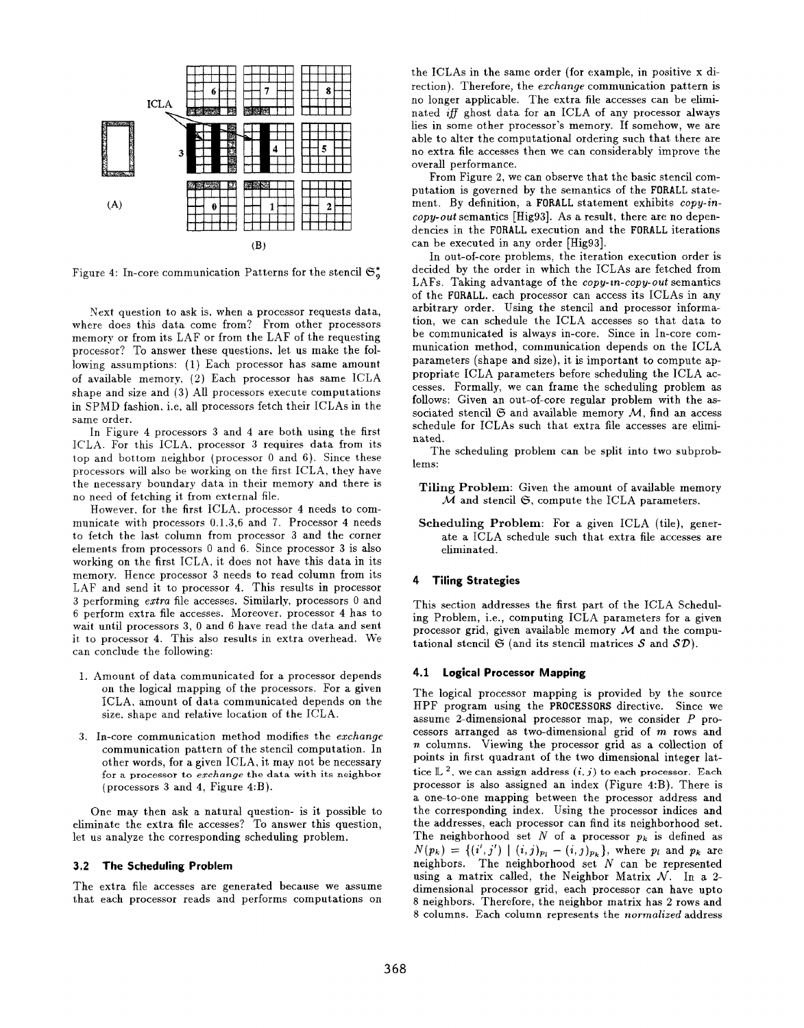Figure 4: In-core communication Patterns for the stencil $\mathfrak{S}_9^*$

Next question to ask is, when a processor requests data, where does this data come from? From other processors memory or from its LAF or from the LAF of the requesting processor? To answer these questions, let us make the following assumptions: (1) Each processor has same amount of available memory, (2) Each processor has same ICLA shape and size and (3) All processors execute computations in SPMD fashion, i.e, all processors fetch their ICLAs in the same order.

In Figure 4 processors 3 and 4 are both using the first ICLA. For this ICLA, processor 3 requires data from its top and bottom neighbor (processor 0 and 6). Since these processors will also be working on the first ICLA, they have the necessary boundary data in their memory and there is no need of fetching it from external file.

However, for the first ICLA, processor 4 needs to communicate with processors 0,1,3,6 and 7. Processor 4 needs to fetch the last column from processor 3 and the corner elements from processors 0 and 6. Since processor 3 is also working on the first ICLA, it does not have this data in its memory. Hence processor 3 needs to read column from its LAF and send it to processor 4. This results in processor 3 performing *extra* file accesses. Similarly, processors 0 and 6 perform extra file accesses. Moreover, processor 4 has to wait until processors 3, 0 and 6 have read the data and sent it to processor 4. This also results in extra overhead. We can conclude the following:

1. Amount of data communicated for a processor depends on the logical mapping of the processors. For a given ICLA, amount of data communicated depends on the size, shape and relative location of the ICLA.

3. In-core communication method modifies the *exchange* communication pattern of the stencil computation. In other words, for a given ICLA, it may not be necessary for a processor to *exchange* the data with its neighbor (processors 3 and 4, Figure 4:B).

One may then ask a natural question- is it possible to eliminate the extra file accesses? To answer this question, let us analyze the corresponding scheduling problem.

### 3.2 The Scheduling Problem

The extra file accesses are generated because we assume that each processor reads and performs computations on the ICLAs in the same order (for example, in positive x direction). Therefore, the *exchange* communication pattern is no longer applicable. The extra file accesses can be eliminated *iff* ghost data for an ICLA of any processor always lies in some other processor's memory. If somehow, we are able to alter the computational ordering such that there are no extra file accesses then we can considerably improve the overall performance.

From Figure 2, we can observe that the basic stencil computation is governed by the semantics of the FORALL statement. By definition, a FORALL statement exhibits *copy-in-copy-out* semantics [Hig93]. As a result, there are no dependencies in the FORALL execution and the FORALL iterations can be executed in any order [Hig93].

In out-of-core problems, the iteration execution order is decided by the order in which the ICLAs are fetched from LAFs. Taking advantage of the *copy-in-copy-out* semantics of the FORALL, each processor can access its ICLAs in any arbitrary order. Using the stencil and processor information, we can schedule the ICLA accesses so that data to be communicated is always in-core. Since in In-core communication method, communication depends on the ICLA parameters (shape and size), it is important to compute appropriate ICLA parameters before scheduling the ICLA accesses. Formally, we can frame the scheduling problem as follows: Given an out-of-core regular problem with the associated stencil $\mathfrak{S}$ and available memory $\mathcal{M}$, find an access schedule for ICLAs such that extra file accesses are eliminated.

The scheduling problem can be split into two subproblems:

**Tiling Problem**: Given the amount of available memory $\mathcal{M}$ and stencil $\mathfrak{S}$, compute the ICLA parameters.

**Scheduling Problem**: For a given ICLA (tile), generate a ICLA schedule such that extra file accesses are eliminated.

## 4 Tiling Strategies

This section addresses the first part of the ICLA Scheduling Problem, i.e., computing ICLA parameters for a given processor grid, given available memory $\mathcal{M}$ and the computational stencil $\mathfrak{S}$ (and its stencil matrices $\mathcal{S}$ and $\mathcal{SD}$).

### 4.1 Logical Processor Mapping

The logical processor mapping is provided by the source HPF program using the PROCESSORS directive. Since we assume 2-dimensional processor map, we consider $P$ processors arranged as two-dimensional grid of $m$ rows and $n$ columns. Viewing the processor grid as a collection of points in first quadrant of the two dimensional integer lattice $\mathbb{L}^2$, we can assign address $(i, j)$ to each processor. Each processor is also assigned an index (Figure 4:B). There is a one-to-one mapping between the processor address and the corresponding index. Using the processor indices and the addresses, each processor can find its neighborhood set. The neighborhood set $N$ of a processor $p_k$ is defined as $N(p_k) = \{(i', j') \mid (i, j)_{p_l} - (i, j)_{p_k}\}$, where $p_l$ and $p_k$ are neighbors. The neighborhood set $N$ can be represented using a matrix called, the Neighbor Matrix $\mathcal{N}$. In a 2-dimensional processor grid, each processor can have upto 8 neighbors. Therefore, the neighbor matrix has 2 rows and 8 columns. Each column represents the *normalized* address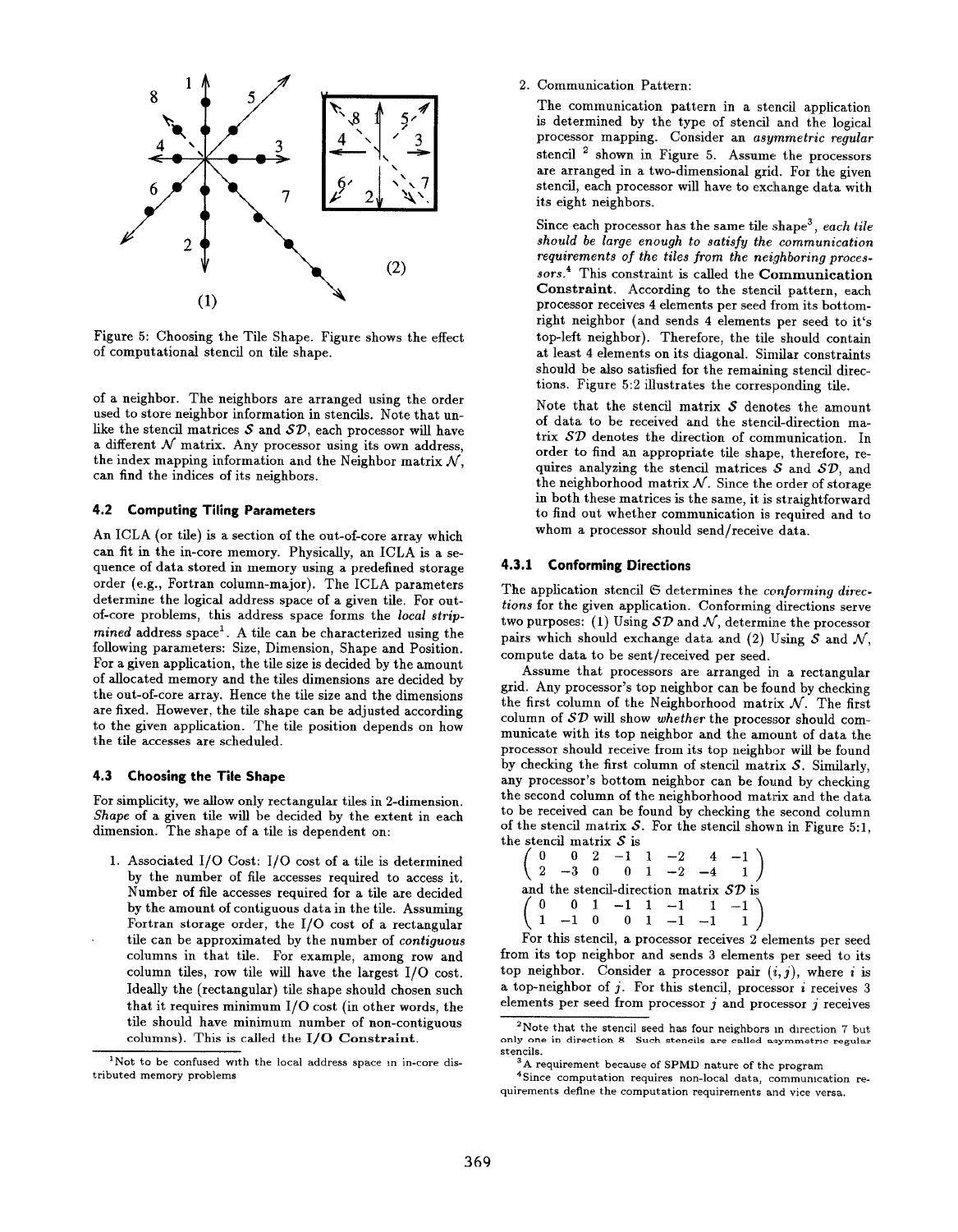Figure 5: Choosing the Tile Shape. Figure shows the effect of computational stencil on tile shape.

of a neighbor. The neighbors are arranged using the order used to store neighbor information in stencils. Note that unlike the stencil matrices $\mathcal{S}$ and $\mathcal{SD}$, each processor will have a different $\mathcal{N}$ matrix. Any processor using its own address, the index mapping information and the Neighbor matrix $\mathcal{N}$, can find the indices of its neighbors.

### 4.2 Computing Tiling Parameters

An ICLA (or tile) is a section of the out-of-core array which can fit in the in-core memory. Physically, an ICLA is a sequence of data stored in memory using a predefined storage order (e.g., Fortran column-major). The ICLA parameters determine the logical address space of a given tile. For out-of-core problems, this address space forms the *local strip-mined* address space[1]. A tile can be characterized using the following parameters: Size, Dimension, Shape and Position. For a given application, the tile size is decided by the amount of allocated memory and the tiles dimensions are decided by the out-of-core array. Hence the tile size and the dimensions are fixed. However, the tile shape can be adjusted according to the given application. The tile position depends on how the tile accesses are scheduled.

### 4.3 Choosing the Tile Shape

For simplicity, we allow only rectangular tiles in 2-dimension. *Shape* of a given tile will be decided by the extent in each dimension. The shape of a tile is dependent on:

1. Associated I/O Cost: I/O cost of a tile is determined by the number of file accesses required to access it. Number of file accesses required for a tile are decided by the amount of contiguous data in the tile. Assuming Fortran storage order, the I/O cost of a rectangular tile can be approximated by the number of *contiguous* columns in that tile. For example, among row and column tiles, row tile will have the largest I/O cost. Ideally the (rectangular) tile shape should chosen such that it requires minimum I/O cost (in other words, the tile should have minimum number of non-contiguous columns). This is called the **I/O Constraint**.

2. Communication Pattern:

   The communication pattern in a stencil application is determined by the type of stencil and the logical processor mapping. Consider an *asymmetric regular* stencil [2] shown in Figure 5. Assume the processors are arranged in a two-dimensional grid. For the given stencil, each processor will have to exchange data with its eight neighbors.

   Since each processor has the same tile shape[3], *each tile should be large enough to satisfy the communication requirements of the tiles from the neighboring processors.*[4] This constraint is called the **Communication Constraint**. According to the stencil pattern, each processor receives 4 elements per seed from its bottom-right neighbor (and sends 4 elements per seed to it's top-left neighbor). Therefore, the tile should contain at least 4 elements on its diagonal. Similar constraints should be also satisfied for the remaining stencil directions. Figure 5:2 illustrates the corresponding tile.

   Note that the stencil matrix $\mathcal{S}$ denotes the amount of data to be received and the stencil-direction matrix $\mathcal{SD}$ denotes the direction of communication. In order to find an appropriate tile shape, therefore, requires analyzing the stencil matrices $\mathcal{S}$ and $\mathcal{SD}$, and the neighborhood matrix $\mathcal{N}$. Since the order of storage in both these matrices is the same, it is straightforward to find out whether communication is required and to whom a processor should send/receive data.

#### 4.3.1 Conforming Directions

The application stencil $\mathfrak{S}$ determines the *conforming directions* for the given application. Conforming directions serve two purposes: (1) Using $\mathcal{SD}$ and $\mathcal{N}$, determine the processor pairs which should exchange data and (2) Using $\mathcal{S}$ and $\mathcal{N}$, compute data to be sent/received per seed.

Assume that processors are arranged in a rectangular grid. Any processor's top neighbor can be found by checking the first column of the Neighborhood matrix $\mathcal{N}$. The first column of $\mathcal{SD}$ will show *whether* the processor should communicate with its top neighbor and the amount of the data the processor should receive from its top neighbor will be found by checking the first column of stencil matrix $\mathcal{S}$. Similarly, any processor's bottom neighbor can be found by checking the second column of the neighborhood matrix and the data to be received can be found by checking the second column of the stencil matrix $\mathcal{S}$. For the stencil shown in Figure 5:1, the stencil matrix $\mathcal{S}$ is

$$\begin{pmatrix} 0 & 0 & 2 & -1 & 1 & -2 & 4 & -1 \\ 2 & -3 & 0 & 0 & 1 & -2 & -4 & 1 \end{pmatrix}$$

and the stencil-direction matrix $\mathcal{SD}$ is

$$\begin{pmatrix} 0 & 0 & 1 & -1 & 1 & -1 & 1 & -1 \\ 1 & -1 & 0 & 0 & 1 & -1 & -1 & 1 \end{pmatrix}$$

For this stencil, a processor receives 2 elements per seed from its top neighbor and sends 3 elements per seed to its top neighbor. Consider a processor pair $(i, j)$, where $i$ is a top-neighbor of $j$. For this stencil, processor $i$ receives 3 elements per seed from processor $j$ and processor $j$ receives

[1] Not to be confused with the local address space in in-core distributed memory problems

[2] Note that the stencil seed has four neighbors in direction 7 but only one in direction 8. Such stencils are called asymmetric regular stencils.

[3] A requirement because of SPMD nature of the program

[4] Since computation requires non-local data, communication requirements define the computation requirements and vice versa.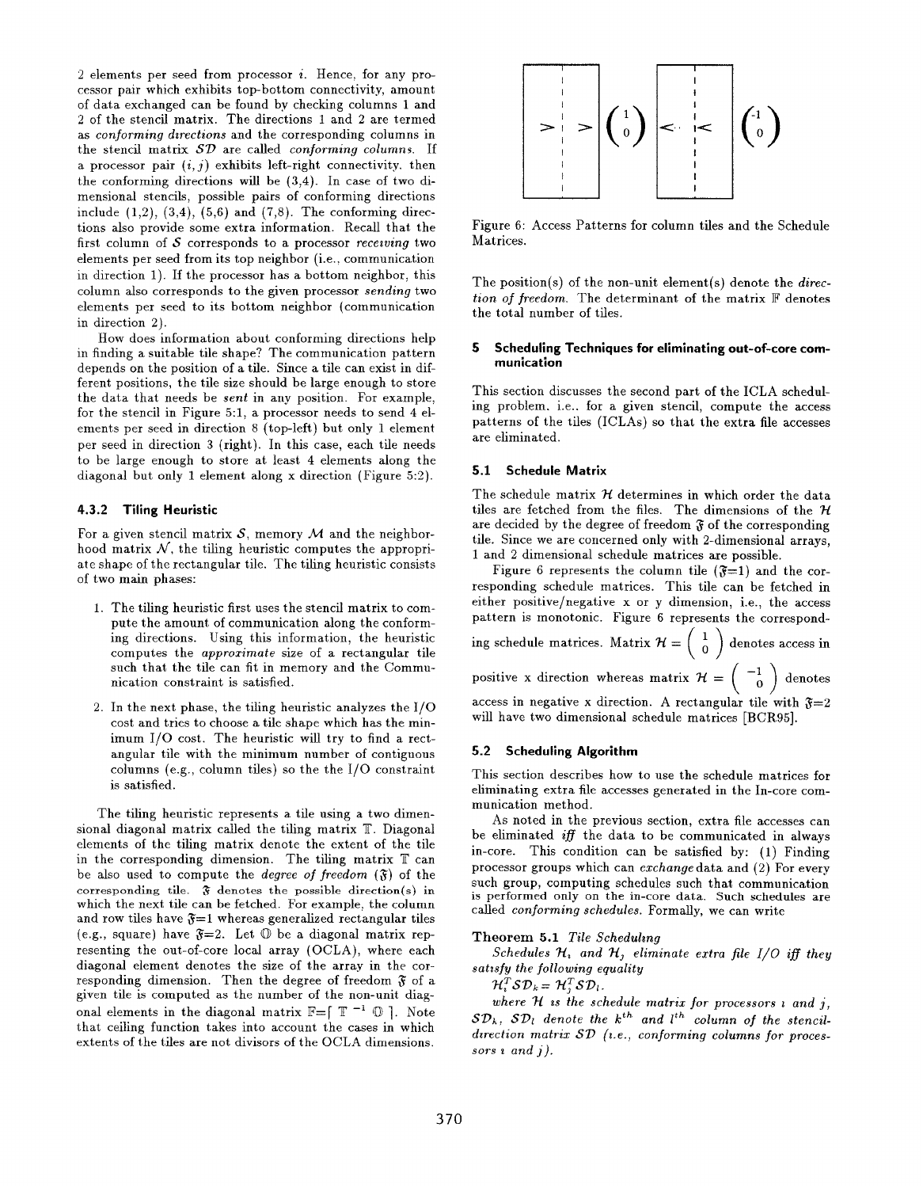2 elements per seed from processor $i$. Hence, for any processor pair which exhibits top-bottom connectivity, amount of data exchanged can be found by checking columns 1 and 2 of the stencil matrix. The directions 1 and 2 are termed as *conforming directions* and the corresponding columns in the stencil matrix $\mathcal{SD}$ are called *conforming columns*. If a processor pair $(i, j)$ exhibits left-right connectivity, then the conforming directions will be (3,4). In case of two dimensional stencils, possible pairs of conforming directions include (1,2), (3,4), (5,6) and (7,8). The conforming directions also provide some extra information. Recall that the first column of $\mathcal{S}$ corresponds to a processor *receiving* two elements per seed from its top neighbor (i.e., communication in direction 1). If the processor has a bottom neighbor, this column also corresponds to the given processor *sending* two elements per seed to its bottom neighbor (communication in direction 2).

How does information about conforming directions help in finding a suitable tile shape? The communication pattern depends on the position of a tile. Since a tile can exist in different positions, the tile size should be large enough to store the data that needs be *sent* in any position. For example, for the stencil in Figure 5:1, a processor needs to send 4 elements per seed in direction 8 (top-left) but only 1 element per seed in direction 3 (right). In this case, each tile needs to be large enough to store at least 4 elements along the diagonal but only 1 element along x direction (Figure 5:2).

#### 4.3.2 Tiling Heuristic

For a given stencil matrix $\mathcal{S}$, memory $\mathcal{M}$ and the neighborhood matrix $\mathcal{N}$, the tiling heuristic computes the appropriate shape of the rectangular tile. The tiling heuristic consists of two main phases:

1. The tiling heuristic first uses the stencil matrix to compute the amount of communication along the conforming directions. Using this information, the heuristic computes the *approximate* size of a rectangular tile such that the tile can fit in memory and the Communication constraint is satisfied.
2. In the next phase, the tiling heuristic analyzes the I/O cost and tries to choose a tile shape which has the minimum I/O cost. The heuristic will try to find a rectangular tile with the minimum number of contiguous columns (e.g., column tiles) so the the I/O constraint is satisfied.

The tiling heuristic represents a tile using a two dimensional diagonal matrix called the tiling matrix $\mathbb{T}$. Diagonal elements of the tiling matrix denote the extent of the tile in the corresponding dimension. The tiling matrix $\mathbb{T}$ can be also used to compute the *degree of freedom* ($\mathfrak{F}$) of the corresponding tile. $\mathfrak{F}$ denotes the possible direction(s) in which the next tile can be fetched. For example, the column and row tiles have $\mathfrak{F}$=1 whereas generalized rectangular tiles (e.g., square) have $\mathfrak{F}$=2. Let $\mathbb{O}$ be a diagonal matrix representing the out-of-core local array (OCLA), where each diagonal element denotes the size of the array in the corresponding dimension. Then the degree of freedom $\mathfrak{F}$ of a given tile is computed as the number of the non-unit diagonal elements in the diagonal matrix $\mathbb{F}=\lceil \mathbb{T}^{-1}\mathbb{O} \rceil$. Note that ceiling function takes into account the cases in which extents of the tiles are not divisors of the OCLA dimensions.

Figure 6: Access Patterns for column tiles and the Schedule Matrices.

The position(s) of the non-unit element(s) denote the *direction of freedom*. The determinant of the matrix $\mathbb{F}$ denotes the total number of tiles.

## 5 Scheduling Techniques for eliminating out-of-core communication

This section discusses the second part of the ICLA scheduling problem, i.e., for a given stencil, compute the access patterns of the tiles (ICLAs) so that the extra file accesses are eliminated.

### 5.1 Schedule Matrix

The schedule matrix $\mathcal{H}$ determines in which order the data tiles are fetched from the files. The dimensions of the $\mathcal{H}$ are decided by the degree of freedom $\mathfrak{F}$ of the corresponding tile. Since we are concerned only with 2-dimensional arrays, 1 and 2 dimensional schedule matrices are possible.

Figure 6 represents the column tile ($\mathfrak{F}$=1) and the corresponding schedule matrices. This tile can be fetched in either positive/negative x or y dimension, i.e., the access pattern is monotonic. Figure 6 represents the corresponding schedule matrices. Matrix $\mathcal{H} = \begin{pmatrix} 1 \\ 0 \end{pmatrix}$ denotes access in positive x direction whereas matrix $\mathcal{H} = \begin{pmatrix} -1 \\ 0 \end{pmatrix}$ denotes access in negative x direction. A rectangular tile with $\mathfrak{F}$=2 will have two dimensional schedule matrices [BCR95].

### 5.2 Scheduling Algorithm

This section describes how to use the schedule matrices for eliminating extra file accesses generated in the In-core communication method.

As noted in the previous section, extra file accesses can be eliminated *iff* the data to be communicated in always in-core. This condition can be satisfied by: (1) Finding processor groups which can *exchange* data and (2) For every such group, computing schedules such that communication is performed only on the in-core data. Such schedules are called *conforming schedules*. Formally, we can write

**Theorem 5.1** *Tile Scheduling*

*Schedules $\mathcal{H}_i$ and $\mathcal{H}_j$ eliminate extra file I/O iff they satisfy the following equality*

$\mathcal{H}_i^T \mathcal{SD}_k = \mathcal{H}_j^T \mathcal{SD}_l$.

*where $\mathcal{H}$ is the schedule matrix for processors $i$ and $j$, $\mathcal{SD}_k$, $\mathcal{SD}_l$ denote the $k^{th}$ and $l^{th}$ column of the stencil-direction matrix $\mathcal{SD}$ (i.e., conforming columns for processors $i$ and $j$).*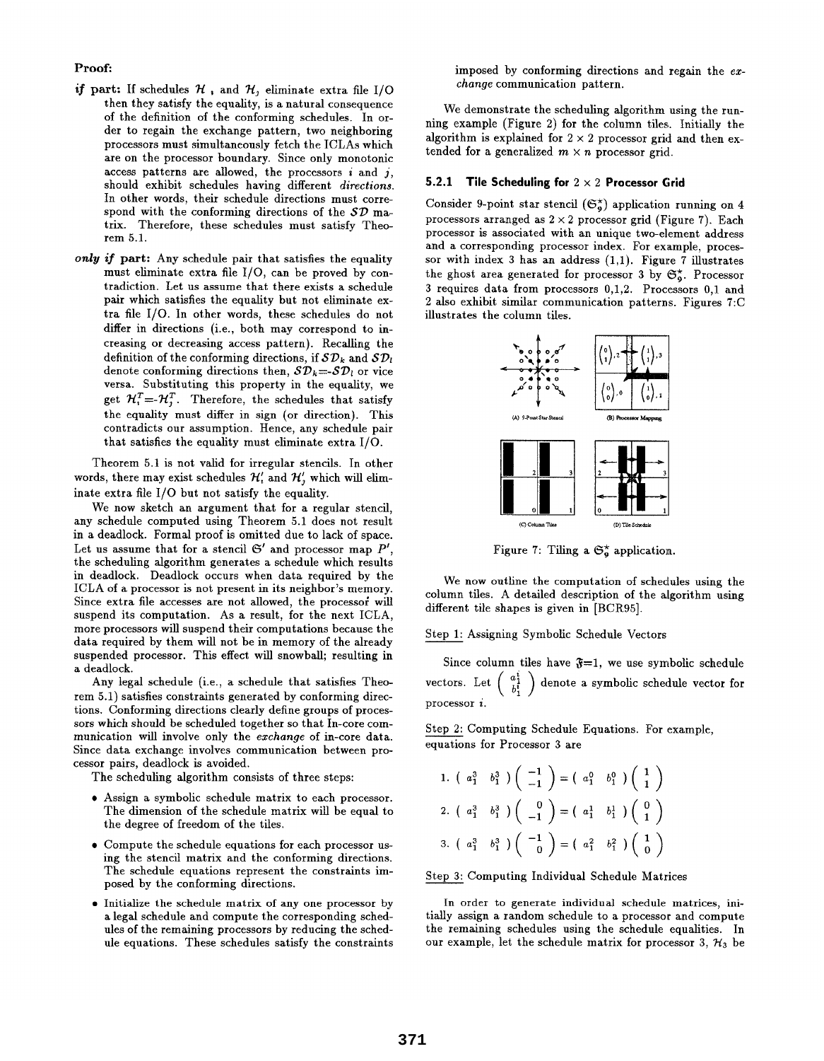**Proof:**

***if* part:** If schedules $\mathcal{H}_i$ and $\mathcal{H}_j$ eliminate extra file I/O then they satisfy the equality, is a natural consequence of the definition of the conforming schedules. In order to regain the exchange pattern, two neighboring processors must simultaneously fetch the ICLAs which are on the processor boundary. Since only monotonic access patterns are allowed, the processors $i$ and $j$, should exhibit schedules having different *directions*. In other words, their schedule directions must correspond with the conforming directions of the $\mathcal{SD}$ matrix. Therefore, these schedules must satisfy Theorem 5.1.

***only if* part:** Any schedule pair that satisfies the equality must eliminate extra file I/O, can be proved by contradiction. Let us assume that there exists a schedule pair which satisfies the equality but not eliminate extra file I/O. In other words, these schedules do not differ in directions (i.e., both may correspond to increasing or decreasing access pattern). Recalling the definition of the conforming directions, if $\mathcal{SD}_k$ and $\mathcal{SD}_l$ denote conforming directions then, $\mathcal{SD}_k = -\mathcal{SD}_l$ or vice versa. Substituting this property in the equality, we get $\mathcal{H}_i^T = -\mathcal{H}_j^T$. Therefore, the schedules that satisfy the equality must differ in sign (or direction). This contradicts our assumption. Hence, any schedule pair that satisfies the equality must eliminate extra I/O.

Theorem 5.1 is not valid for irregular stencils. In other words, there may exist schedules $\mathcal{H}_i'$ and $\mathcal{H}_j'$ which will eliminate extra file I/O but not satisfy the equality.

We now sketch an argument that for a regular stencil, any schedule computed using Theorem 5.1 does not result in a deadlock. Formal proof is omitted due to lack of space. Let us assume that for a stencil $\mathfrak{S}'$ and processor map $P'$, the scheduling algorithm generates a schedule which results in deadlock. Deadlock occurs when data required by the ICLA of a processor is not present in its neighbor's memory. Since extra file accesses are not allowed, the processor will suspend its computation. As a result, for the next ICLA, more processors will suspend their computations because the data required by them will not be in memory of the already suspended processor. This effect will snowball; resulting in a deadlock.

Any legal schedule (i.e., a schedule that satisfies Theorem 5.1) satisfies constraints generated by conforming directions. Conforming directions clearly define groups of processors which should be scheduled together so that In-core communication will involve only the *exchange* of in-core data. Since data exchange involves communication between processor pairs, deadlock is avoided.

The scheduling algorithm consists of three steps:

- Assign a symbolic schedule matrix to each processor. The dimension of the schedule matrix will be equal to the degree of freedom of the tiles.
- Compute the schedule equations for each processor using the stencil matrix and the conforming directions. The schedule equations represent the constraints imposed by the conforming directions.
- Initialize the schedule matrix of any one processor by a legal schedule and compute the corresponding schedules of the remaining processors by reducing the schedule equations. These schedules satisfy the constraints imposed by conforming directions and regain the *exchange* communication pattern.

We demonstrate the scheduling algorithm using the running example (Figure 2) for the column tiles. Initially the algorithm is explained for $2 \times 2$ processor grid and then extended for a generalized $m \times n$ processor grid.

### 5.2.1 Tile Scheduling for $2 \times 2$ Processor Grid

Consider 9-point star stencil ($\mathfrak{S}_9^*$) application running on 4 processors arranged as $2 \times 2$ processor grid (Figure 7). Each processor is associated with an unique two-element address and a corresponding processor index. For example, processor with index 3 has an address (1,1). Figure 7 illustrates the ghost area generated for processor 3 by $\mathfrak{S}_9^*$. Processor 3 requires data from processors 0,1,2. Processors 0,1 and 2 also exhibit similar communication patterns. Figures 7:C illustrates the column tiles.

(A) 9-Point Star Stencil (B) Processor Mapping (C) Column Tiles (D) Tile Schedule

Figure 7: Tiling a $\mathfrak{S}_9^*$ application.

We now outline the computation of schedules using the column tiles. A detailed description of the algorithm using different tile shapes is given in [BCR95].

Step 1: Assigning Symbolic Schedule Vectors

Since column tiles have $\mathfrak{F}$=1, we use symbolic schedule vectors. Let $\begin{pmatrix} a_1^i \\ b_1^i \end{pmatrix}$ denote a symbolic schedule vector for processor $i$.

Step 2: Computing Schedule Equations. For example, equations for Processor 3 are

$$1.\ \begin{pmatrix} a_1^3 & b_1^3 \end{pmatrix} \begin{pmatrix} -1 \\ -1 \end{pmatrix} = \begin{pmatrix} a_1^0 & b_1^0 \end{pmatrix} \begin{pmatrix} 1 \\ 1 \end{pmatrix}$$

$$2.\ \begin{pmatrix} a_1^3 & b_1^3 \end{pmatrix} \begin{pmatrix} 0 \\ -1 \end{pmatrix} = \begin{pmatrix} a_1^1 & b_1^1 \end{pmatrix} \begin{pmatrix} 0 \\ 1 \end{pmatrix}$$

$$3.\ \begin{pmatrix} a_1^3 & b_1^3 \end{pmatrix} \begin{pmatrix} -1 \\ 0 \end{pmatrix} = \begin{pmatrix} a_1^2 & b_1^2 \end{pmatrix} \begin{pmatrix} 1 \\ 0 \end{pmatrix}$$

Step 3: Computing Individual Schedule Matrices

In order to generate individual schedule matrices, initially assign a random schedule to a processor and compute the remaining schedules using the schedule equalities. In our example, let the schedule matrix for processor 3, $\mathcal{H}_3$ be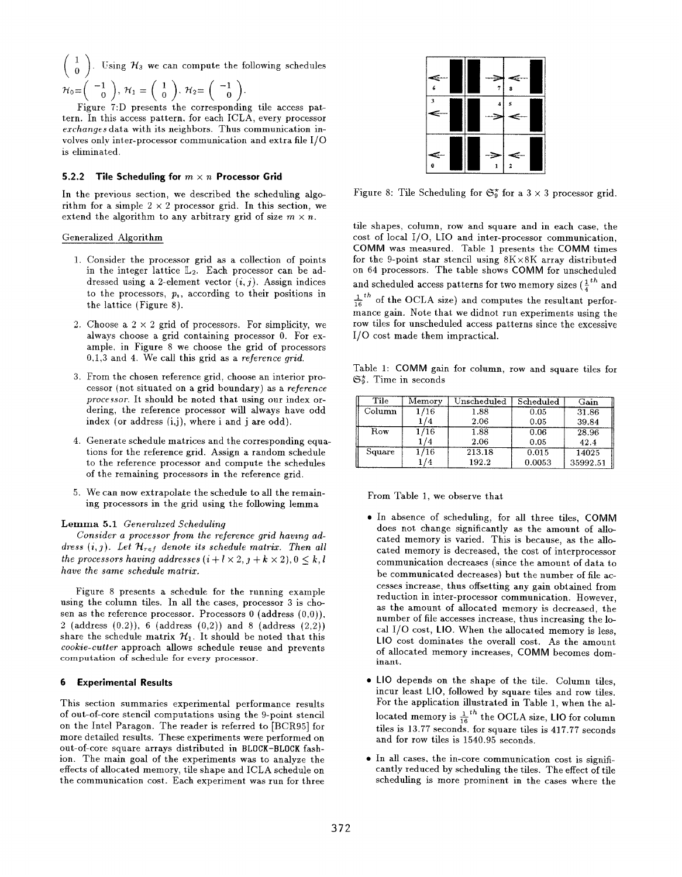$\begin{pmatrix} 1 \\ 0 \end{pmatrix}$. Using $\mathcal{H}_3$ we can compute the following schedules $\mathcal{H}_0 = \begin{pmatrix} -1 \\ 0 \end{pmatrix}$, $\mathcal{H}_1 = \begin{pmatrix} 1 \\ 0 \end{pmatrix}$, $\mathcal{H}_2 = \begin{pmatrix} -1 \\ 0 \end{pmatrix}$.

Figure 7:D presents the corresponding tile access pattern. In this access pattern, for each ICLA, every processor *exchanges* data with its neighbors. Thus communication involves only inter-processor communication and extra file I/O is eliminated.

### 5.2.2 Tile Scheduling for $m \times n$ Processor Grid

In the previous section, we described the scheduling algorithm for a simple $2 \times 2$ processor grid. In this section, we extend the algorithm to any arbitrary grid of size $m \times n$.

Generalized Algorithm

1. Consider the processor grid as a collection of points in the integer lattice $\mathbb{L}_2$. Each processor can be addressed using a 2-element vector $(i, j)$. Assign indices to the processors, $p_i$, according to their positions in the lattice (Figure 8).
2. Choose a $2 \times 2$ grid of processors. For simplicity, we always choose a grid containing processor 0. For example, in Figure 8 we choose the grid of processors 0,1,3 and 4. We call this grid as a *reference grid.*
3. From the chosen reference grid, choose an interior processor (not situated on a grid boundary) as a *reference processor.* It should be noted that using our index ordering, the reference processor will always have odd index (or address (i,j), where i and j are odd).
4. Generate schedule matrices and the corresponding equations for the reference grid. Assign a random schedule to the reference processor and compute the schedules of the remaining processors in the reference grid.
5. We can now extrapolate the schedule to all the remaining processors in the grid using the following lemma

**Lemma 5.1** *Generalized Scheduling*

*Consider a processor from the reference grid having address $(i, j)$. Let $\mathcal{H}_{ref}$ denote its schedule matrix. Then all the processors having addresses $(i + l \times 2, j + k \times 2), 0 \leq k, l$ have the same schedule matrix.*

Figure 8 presents a schedule for the running example using the column tiles. In all the cases, processor 3 is chosen as the reference processor. Processors 0 (address (0,0)), 2 (address (0,2)), 6 (address (0,2)) and 8 (address (2,2)) share the schedule matrix $\mathcal{H}_1$. It should be noted that this *cookie-cutter* approach allows schedule reuse and prevents computation of schedule for every processor.

## 6 Experimental Results

This section summaries experimental performance results of out-of-core stencil computations using the 9-point stencil on the Intel Paragon. The reader is referred to [BCR95] for more detailed results. These experiments were performed on out-of-core square arrays distributed in BLOCK-BLOCK fashion. The main goal of the experiments was to analyze the effects of allocated memory, tile shape and ICLA schedule on the communication cost. Each experiment was run for three

Figure 8: Tile Scheduling for $\mathfrak{S}_9^*$ for a $3 \times 3$ processor grid.

tile shapes, column, row and square and in each case, the cost of local I/O, LIO and inter-processor communication, COMM was measured. Table 1 presents the COMM times for the 9-point star stencil using 8K×8K array distributed on 64 processors. The table shows COMM for unscheduled and scheduled access patterns for two memory sizes ($\frac{1}{4}^{th}$ and $\frac{1}{16}^{th}$ of the OCLA size) and computes the resultant performance gain. Note that we didnot run experiments using the row tiles for unscheduled access patterns since the excessive I/O cost made them impractical.

Table 1: COMM gain for column, row and square tiles for $\mathfrak{S}_9^*$. Time in seconds

| Tile | Memory | Unscheduled | Scheduled | Gain |
|---|---|---|---|---|
| Column | 1/16 | 1.88 | 0.05 | 31.86 |
| | 1/4 | 2.06 | 0.05 | 39.84 |
| Row | 1/16 | 1.88 | 0.06 | 28.96 |
| | 1/4 | 2.06 | 0.05 | 42.4 |
| Square | 1/16 | 213.18 | 0.015 | 14025 |
| | 1/4 | 192.2 | 0.0053 | 35992.51 |

From Table 1, we observe that

- In absence of scheduling, for all three tiles, COMM does not change significantly as the amount of allocated memory is varied. This is because, as the allocated memory is decreased, the cost of interprocessor communication decreases (since the amount of data to be communicated decreases) but the number of file accesses increase, thus offsetting any gain obtained from reduction in inter-processor communication. However, as the amount of allocated memory is decreased, the number of file accesses increase, thus increasing the local I/O cost, LIO. When the allocated memory is less, LIO cost dominates the overall cost. As the amount of allocated memory increases, COMM becomes dominant.
- LIO depends on the shape of the tile. Column tiles, incur least LIO, followed by square tiles and row tiles. For the application illustrated in Table 1, when the allocated memory is $\frac{1}{16}^{th}$ the OCLA size, LIO for column tiles is 13.77 seconds, for square tiles is 417.77 seconds and for row tiles is 1540.95 seconds.
- In all cases, the in-core communication cost is significantly reduced by scheduling the tiles. The effect of tile scheduling is more prominent in the cases where the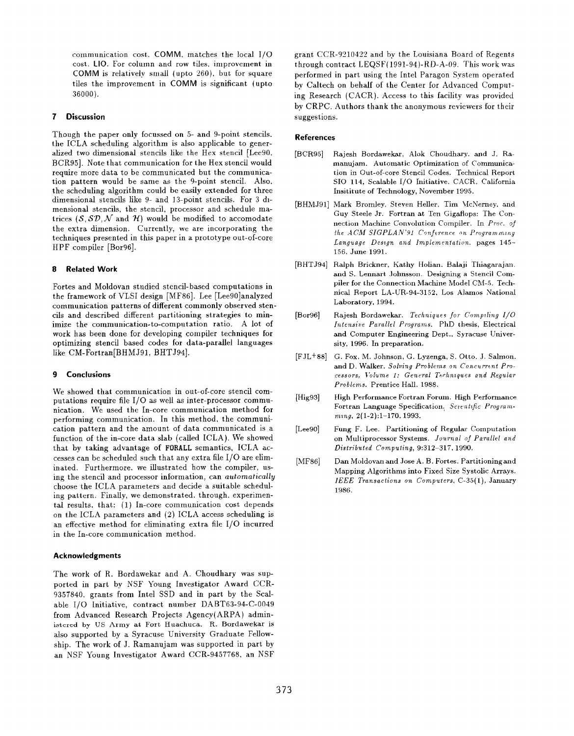communication cost, COMM, matches the local I/O cost, LIO. For column and row tiles, improvement in COMM is relatively small (upto 260), but for square tiles the improvement in COMM is significant (upto 36000).

## 7 Discussion

Though the paper only focussed on 5- and 9-point stencils, the ICLA scheduling algorithm is also applicable to generalized two dimensional stencils like the Hex stencil [Lee90, BCR95]. Note that communication for the Hex stencil would require more data to be communicated but the communication pattern would be same as the 9-point stencil. Also, the scheduling algorithm could be easily extended for three dimensional stencils like 9- and 13-point stencils. For 3 dimensional stencils, the stencil, processor and schedule matrices ($\mathcal{S}, \mathcal{SD}, \mathcal{N}$ and $\mathcal{H}$) would be modified to accomodate the extra dimension. Currently, we are incorporating the techniques presented in this paper in a prototype out-of-core HPF compiler [Bor96].

## 8 Related Work

Fortes and Moldovan studied stencil-based computations in the framework of VLSI design [MF86]. Lee [Lee90]analyzed communication patterns of different commonly observed stencils and described different partitioning strategies to minimize the communication-to-computation ratio. A lot of work has been done for developing compiler techniques for optimizing stencil based codes for data-parallel languages like CM-Fortran[BHMJ91, BHTJ94].

## 9 Conclusions

We showed that communication in out-of-core stencil computations require file I/O as well as inter-processor communication. We used the In-core communication method for performing communication. In this method, the communication pattern and the amount of data communicated is a function of the in-core data slab (called ICLA). We showed that by taking advantage of **FORALL** semantics, ICLA accesses can be scheduled such that any extra file I/O are eliminated. Furthermore, we illustrated how the compiler, using the stencil and processor information, can *automatically* choose the ICLA parameters and decide a suitable scheduling pattern. Finally, we demonstrated, through, experimental results, that: (1) In-core communication cost depends on the ICLA parameters and (2) ICLA access scheduling is an effective method for eliminating extra file I/O incurred in the In-core communication method.

### Acknowledgments

The work of R. Bordawekar and A. Choudhary was supported in part by NSF Young Investigator Award CCR-9357840, grants from Intel SSD and in part by the Scalable I/O Initiative, contract number DABT63-94-C-0049 from Advanced Research Projects Agency(ARPA) administered by US Army at Fort Huachuca. R. Bordawekar is also supported by a Syracuse University Graduate Fellowship. The work of J. Ramanujam was supported in part by an NSF Young Investigator Award CCR-9457768, an NSF grant CCR-9210422 and by the Louisiana Board of Regents through contract LEQSF(1991-94)-RD-A-09. This work was performed in part using the Intel Paragon System operated by Caltech on behalf of the Center for Advanced Computing Research (CACR). Access to this facility was provided by CRPC. Authors thank the anonymous reviewers for their suggestions.

### References

[BCR95] Rajesh Bordawekar, Alok Choudhary, and J. Ramanujam. Automatic Optimization of Communication in Out-of-core Stencil Codes. Technical Report SIO 114, Scalable I/O Initiative, CACR, California Insititute of Technology, November 1995.

[BHMJ91] Mark Bromley, Steven Heller, Tim McNerney, and Guy Steele Jr. Fortran at Ten Gigaflops: The Connection Machine Convolution Compiler. In *Proc. of the ACM SIGPLAN'91 Conference on Programming Language Design and Implementation*, pages 145–156, June 1991.

[BHTJ94] Ralph Brickner, Kathy Holian, Balaji Thiagarajan, and S. Lennart Johnsson. Designing a Stencil Compiler for the Connection Machine Model CM-5. Technical Report LA-UR-94-3152, Los Alamos National Laboratory, 1994.

[Bor96] Rajesh Bordawekar. *Techniques for Compiling I/O Intensive Parallel Programs*. PhD thesis, Electrical and Computer Engineering Dept., Syracuse University, 1996. In preparation.

[FJL+88] G. Fox, M. Johnson, G. Lyzenga, S. Otto, J. Salmon, and D. Walker. *Solving Problems on Concurrent Processors, Volume 1: General Techniques and Regular Problems*. Prentice Hall, 1988.

[Hig93] High Performance Fortran Forum. High Performance Fortran Language Specification. *Scientific Programming*, 2(1-2):1–170, 1993.

[Lee90] Fung F. Lee. Partitioning of Regular Computation on Multiprocessor Systems. *Journal of Parallel and Distributed Computing*, 9:312–317, 1990.

[MF86] Dan Moldovan and Jose A. B. Fortes. Partitioning and Mapping Algorithms into Fixed Size Systolic Arrays. *IEEE Transactions on Computers*, C-35(1), January 1986.